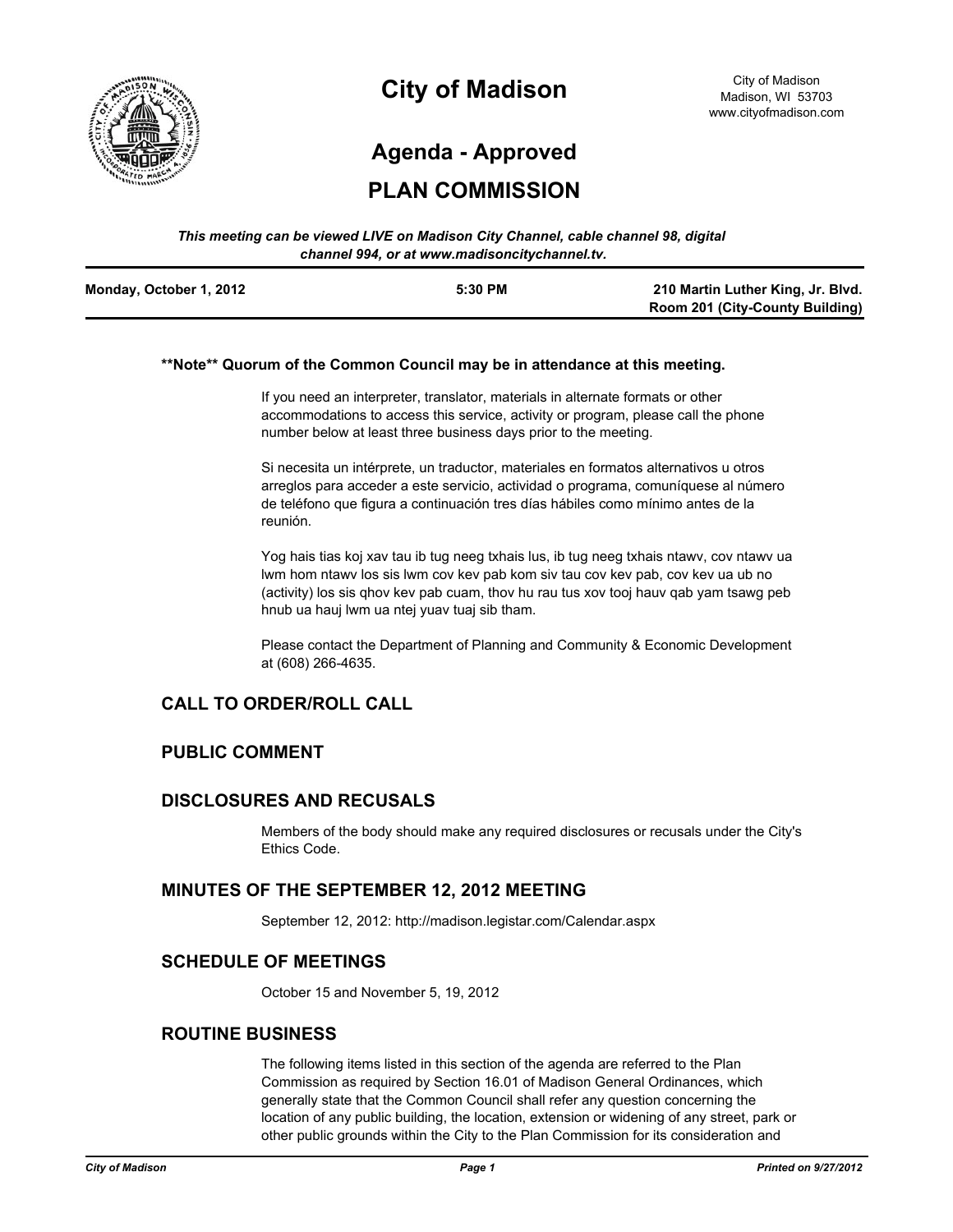# City of Madison

City of Madison
Madison, WI 53703
www.cityofmadison.com

## Agenda - Approved

## PLAN COMMISSION

*This meeting can be viewed LIVE on Madison City Channel, cable channel 98, digital channel 994, or at www.madisoncitychannel.tv.*

| **Monday, October 1, 2012** | **5:30 PM** | **210 Martin Luther King, Jr. Blvd. Room 201 (City-County Building)** |
|---|---|---|

**\*\*Note\*\* Quorum of the Common Council may be in attendance at this meeting.**

If you need an interpreter, translator, materials in alternate formats or other accommodations to access this service, activity or program, please call the phone number below at least three business days prior to the meeting.

Si necesita un intérprete, un traductor, materiales en formatos alternativos u otros arreglos para acceder a este servicio, actividad o programa, comuníquese al número de teléfono que figura a continuación tres días hábiles como mínimo antes de la reunión.

Yog hais tias koj xav tau ib tug neeg txhais lus, ib tug neeg txhais ntawv, cov ntawv ua lwm hom ntawv los sis lwm cov kev pab kom siv tau cov kev pab, cov kev ua ub no (activity) los sis qhov kev pab cuam, thov hu rau tus xov tooj hauv qab yam tsawg peb hnub ua hauj lwm ua ntej yuav tuaj sib tham.

Please contact the Department of Planning and Community & Economic Development at (608) 266-4635.

## CALL TO ORDER/ROLL CALL

## PUBLIC COMMENT

## DISCLOSURES AND RECUSALS

Members of the body should make any required disclosures or recusals under the City's Ethics Code.

## MINUTES OF THE SEPTEMBER 12, 2012 MEETING

September 12, 2012: http://madison.legistar.com/Calendar.aspx

## SCHEDULE OF MEETINGS

October 15 and November 5, 19, 2012

## ROUTINE BUSINESS

The following items listed in this section of the agenda are referred to the Plan Commission as required by Section 16.01 of Madison General Ordinances, which generally state that the Common Council shall refer any question concerning the location of any public building, the location, extension or widening of any street, park or other public grounds within the City to the Plan Commission for its consideration and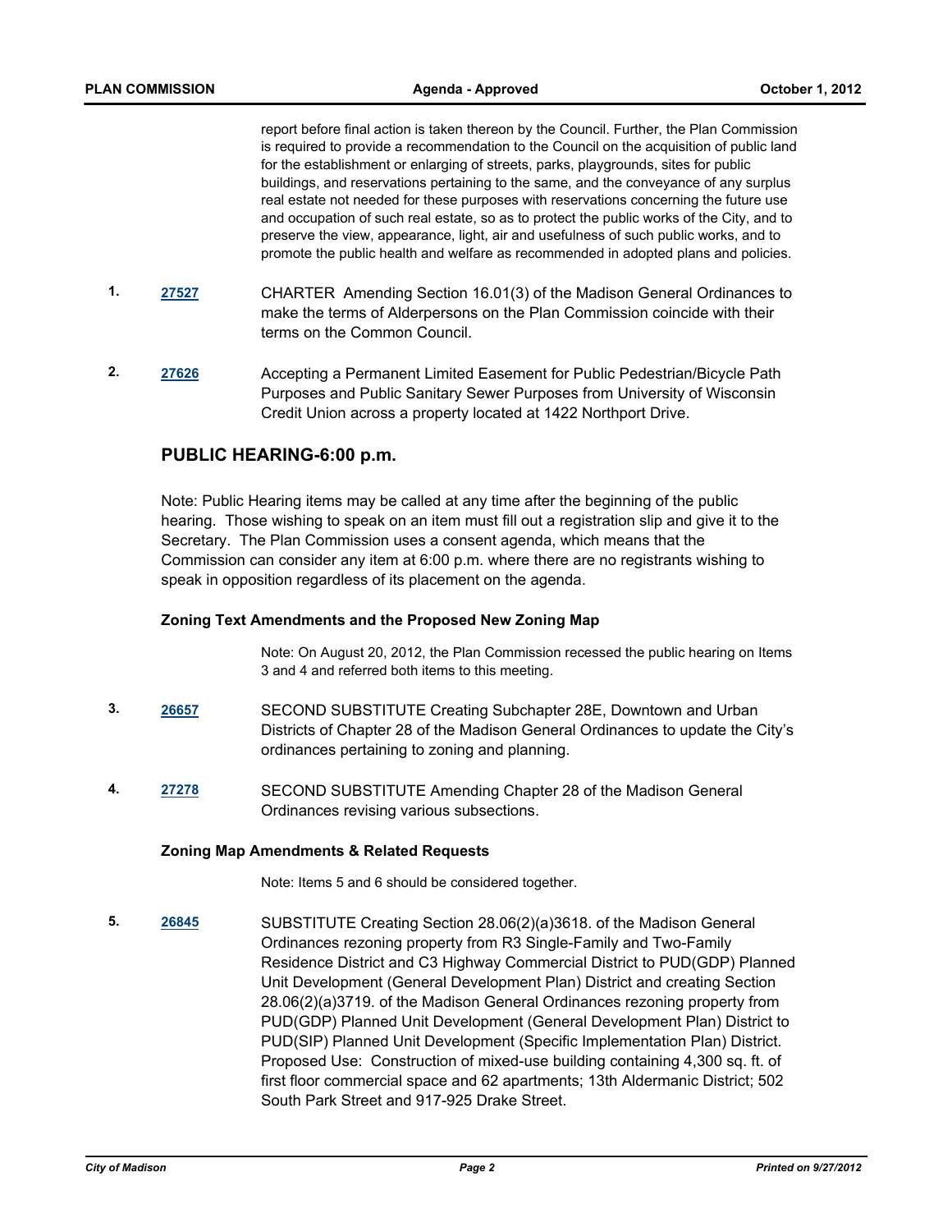report before final action is taken thereon by the Council. Further, the Plan Commission is required to provide a recommendation to the Council on the acquisition of public land for the establishment or enlarging of streets, parks, playgrounds, sites for public buildings, and reservations pertaining to the same, and the conveyance of any surplus real estate not needed for these purposes with reservations concerning the future use and occupation of such real estate, so as to protect the public works of the City, and to preserve the view, appearance, light, air and usefulness of such public works, and to promote the public health and welfare as recommended in adopted plans and policies.

**1.** [27527] CHARTER Amending Section 16.01(3) of the Madison General Ordinances to make the terms of Alderpersons on the Plan Commission coincide with their terms on the Common Council.

**2.** [27626] Accepting a Permanent Limited Easement for Public Pedestrian/Bicycle Path Purposes and Public Sanitary Sewer Purposes from University of Wisconsin Credit Union across a property located at 1422 Northport Drive.

## PUBLIC HEARING-6:00 p.m.

Note: Public Hearing items may be called at any time after the beginning of the public hearing. Those wishing to speak on an item must fill out a registration slip and give it to the Secretary. The Plan Commission uses a consent agenda, which means that the Commission can consider any item at 6:00 p.m. where there are no registrants wishing to speak in opposition regardless of its placement on the agenda.

### Zoning Text Amendments and the Proposed New Zoning Map

Note: On August 20, 2012, the Plan Commission recessed the public hearing on Items 3 and 4 and referred both items to this meeting.

**3.** [26657] SECOND SUBSTITUTE Creating Subchapter 28E, Downtown and Urban Districts of Chapter 28 of the Madison General Ordinances to update the City's ordinances pertaining to zoning and planning.

**4.** [27278] SECOND SUBSTITUTE Amending Chapter 28 of the Madison General Ordinances revising various subsections.

### Zoning Map Amendments & Related Requests

Note: Items 5 and 6 should be considered together.

**5.** [26845] SUBSTITUTE Creating Section 28.06(2)(a)3618. of the Madison General Ordinances rezoning property from R3 Single-Family and Two-Family Residence District and C3 Highway Commercial District to PUD(GDP) Planned Unit Development (General Development Plan) District and creating Section 28.06(2)(a)3719. of the Madison General Ordinances rezoning property from PUD(GDP) Planned Unit Development (General Development Plan) District to PUD(SIP) Planned Unit Development (Specific Implementation Plan) District. Proposed Use: Construction of mixed-use building containing 4,300 sq. ft. of first floor commercial space and 62 apartments; 13th Aldermanic District; 502 South Park Street and 917-925 Drake Street.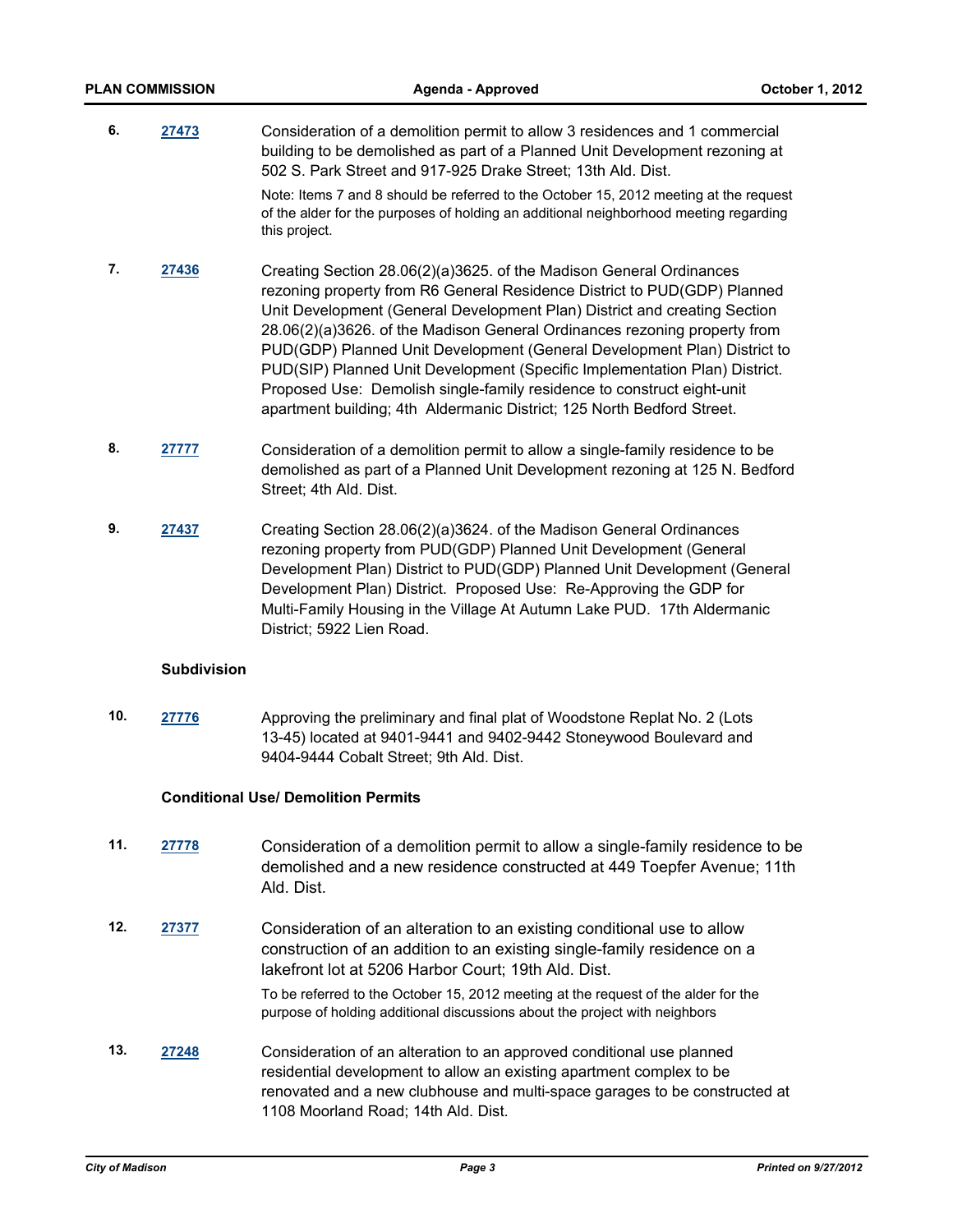**6.** **27473** Consideration of a demolition permit to allow 3 residences and 1 commercial building to be demolished as part of a Planned Unit Development rezoning at 502 S. Park Street and 917-925 Drake Street; 13th Ald. Dist.

Note: Items 7 and 8 should be referred to the October 15, 2012 meeting at the request of the alder for the purposes of holding an additional neighborhood meeting regarding this project.

**7.** **27436** Creating Section 28.06(2)(a)3625. of the Madison General Ordinances rezoning property from R6 General Residence District to PUD(GDP) Planned Unit Development (General Development Plan) District and creating Section 28.06(2)(a)3626. of the Madison General Ordinances rezoning property from PUD(GDP) Planned Unit Development (General Development Plan) District to PUD(SIP) Planned Unit Development (Specific Implementation Plan) District. Proposed Use: Demolish single-family residence to construct eight-unit apartment building; 4th Aldermanic District; 125 North Bedford Street.

**8.** **27777** Consideration of a demolition permit to allow a single-family residence to be demolished as part of a Planned Unit Development rezoning at 125 N. Bedford Street; 4th Ald. Dist.

**9.** **27437** Creating Section 28.06(2)(a)3624. of the Madison General Ordinances rezoning property from PUD(GDP) Planned Unit Development (General Development Plan) District to PUD(GDP) Planned Unit Development (General Development Plan) District. Proposed Use: Re-Approving the GDP for Multi-Family Housing in the Village At Autumn Lake PUD. 17th Aldermanic District; 5922 Lien Road.

### Subdivision

**10.** **27776** Approving the preliminary and final plat of Woodstone Replat No. 2 (Lots 13-45) located at 9401-9441 and 9402-9442 Stoneywood Boulevard and 9404-9444 Cobalt Street; 9th Ald. Dist.

### Conditional Use/ Demolition Permits

**11.** **27778** Consideration of a demolition permit to allow a single-family residence to be demolished and a new residence constructed at 449 Toepfer Avenue; 11th Ald. Dist.

**12.** **27377** Consideration of an alteration to an existing conditional use to allow construction of an addition to an existing single-family residence on a lakefront lot at 5206 Harbor Court; 19th Ald. Dist.

To be referred to the October 15, 2012 meeting at the request of the alder for the purpose of holding additional discussions about the project with neighbors

**13.** **27248** Consideration of an alteration to an approved conditional use planned residential development to allow an existing apartment complex to be renovated and a new clubhouse and multi-space garages to be constructed at 1108 Moorland Road; 14th Ald. Dist.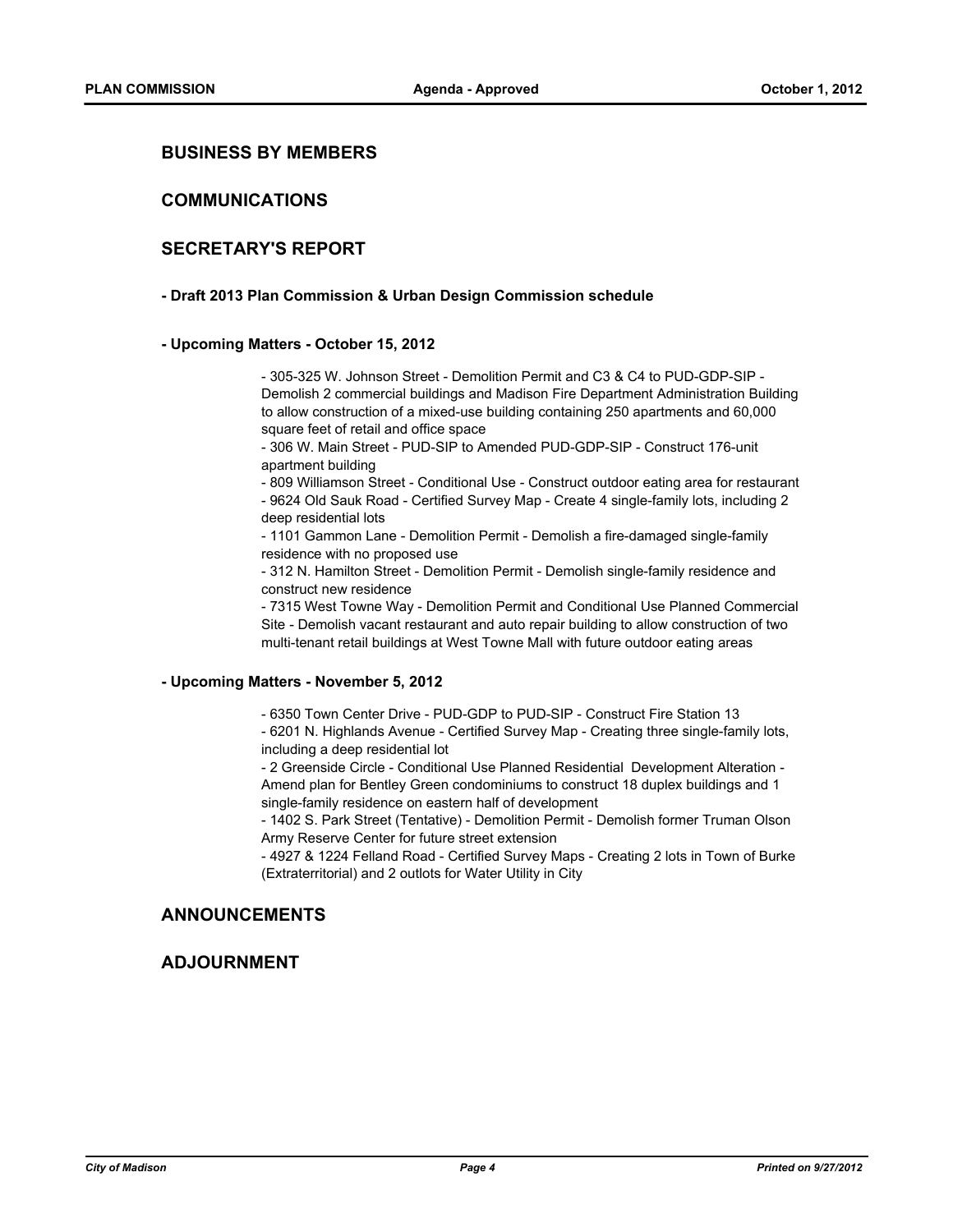## BUSINESS BY MEMBERS

## COMMUNICATIONS

## SECRETARY'S REPORT

**- Draft 2013 Plan Commission & Urban Design Commission schedule**

**- Upcoming Matters - October 15, 2012**

- 305-325 W. Johnson Street - Demolition Permit and C3 & C4 to PUD-GDP-SIP - Demolish 2 commercial buildings and Madison Fire Department Administration Building to allow construction of a mixed-use building containing 250 apartments and 60,000 square feet of retail and office space
- 306 W. Main Street - PUD-SIP to Amended PUD-GDP-SIP - Construct 176-unit apartment building
- 809 Williamson Street - Conditional Use - Construct outdoor eating area for restaurant
- 9624 Old Sauk Road - Certified Survey Map - Create 4 single-family lots, including 2 deep residential lots
- 1101 Gammon Lane - Demolition Permit - Demolish a fire-damaged single-family residence with no proposed use
- 312 N. Hamilton Street - Demolition Permit - Demolish single-family residence and construct new residence
- 7315 West Towne Way - Demolition Permit and Conditional Use Planned Commercial Site - Demolish vacant restaurant and auto repair building to allow construction of two multi-tenant retail buildings at West Towne Mall with future outdoor eating areas

**- Upcoming Matters - November 5, 2012**

- 6350 Town Center Drive - PUD-GDP to PUD-SIP - Construct Fire Station 13
- 6201 N. Highlands Avenue - Certified Survey Map - Creating three single-family lots, including a deep residential lot
- 2 Greenside Circle - Conditional Use Planned Residential Development Alteration - Amend plan for Bentley Green condominiums to construct 18 duplex buildings and 1 single-family residence on eastern half of development
- 1402 S. Park Street (Tentative) - Demolition Permit - Demolish former Truman Olson Army Reserve Center for future street extension
- 4927 & 1224 Felland Road - Certified Survey Maps - Creating 2 lots in Town of Burke (Extraterritorial) and 2 outlots for Water Utility in City

## ANNOUNCEMENTS

## ADJOURNMENT